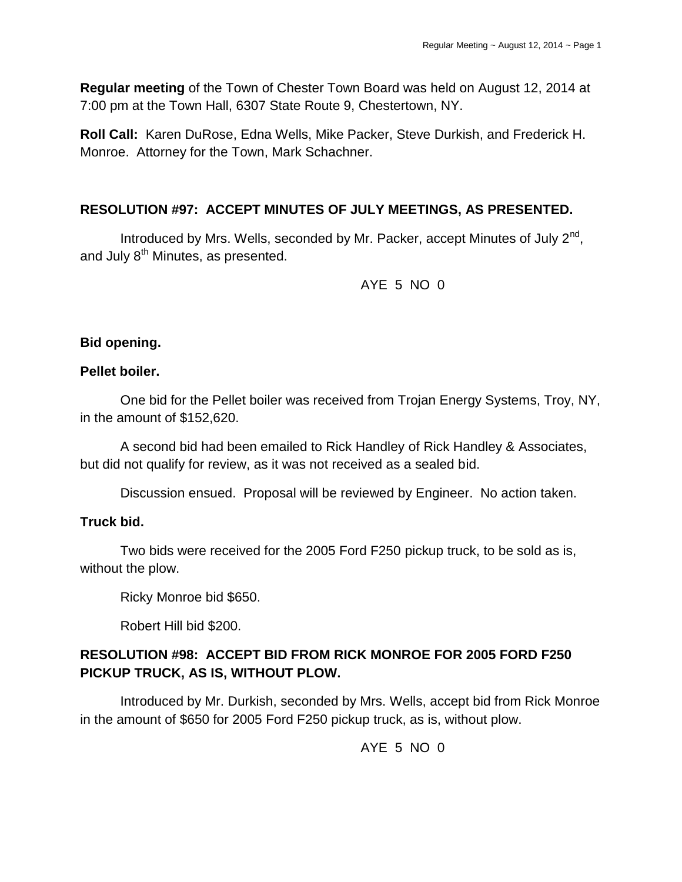**Regular meeting** of the Town of Chester Town Board was held on August 12, 2014 at 7:00 pm at the Town Hall, 6307 State Route 9, Chestertown, NY.

**Roll Call:** Karen DuRose, Edna Wells, Mike Packer, Steve Durkish, and Frederick H. Monroe. Attorney for the Town, Mark Schachner.

**RESOLUTION #97: ACCEPT MINUTES OF JULY MEETINGS, AS PRESENTED.**

Introduced by Mrs. Wells, seconded by Mr. Packer, accept Minutes of July 2nd, and July 8th Minutes, as presented.

AYE 5 NO 0

**Bid opening.**

**Pellet boiler.**

One bid for the Pellet boiler was received from Trojan Energy Systems, Troy, NY, in the amount of $152,620.

A second bid had been emailed to Rick Handley of Rick Handley & Associates, but did not qualify for review, as it was not received as a sealed bid.

Discussion ensued. Proposal will be reviewed by Engineer. No action taken.

**Truck bid.**

Two bids were received for the 2005 Ford F250 pickup truck, to be sold as is, without the plow.

Ricky Monroe bid $650.

Robert Hill bid $200.

**RESOLUTION #98: ACCEPT BID FROM RICK MONROE FOR 2005 FORD F250 PICKUP TRUCK, AS IS, WITHOUT PLOW.**

Introduced by Mr. Durkish, seconded by Mrs. Wells, accept bid from Rick Monroe in the amount of $650 for 2005 Ford F250 pickup truck, as is, without plow.

AYE 5 NO 0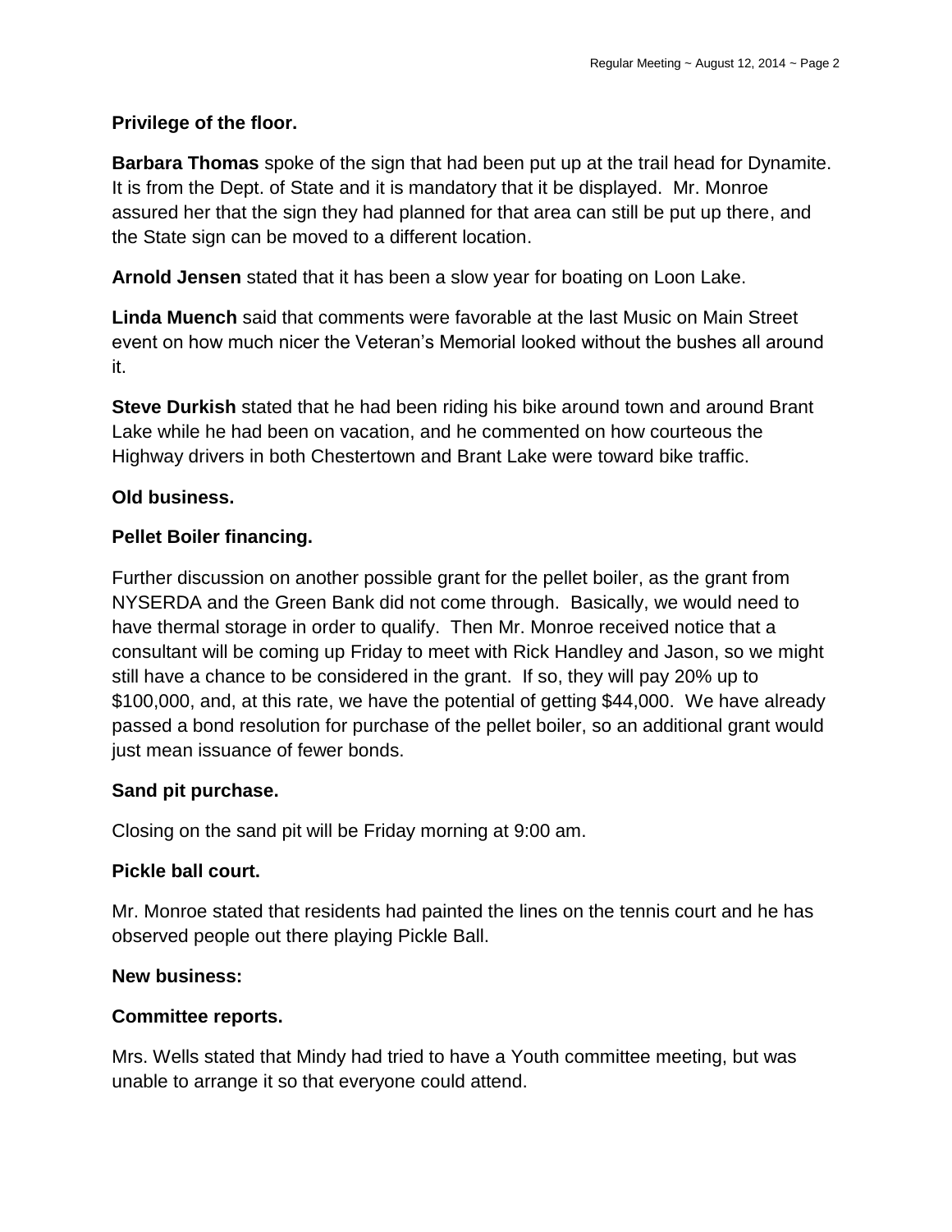**Privilege of the floor.**

**Barbara Thomas** spoke of the sign that had been put up at the trail head for Dynamite. It is from the Dept. of State and it is mandatory that it be displayed. Mr. Monroe assured her that the sign they had planned for that area can still be put up there, and the State sign can be moved to a different location.

**Arnold Jensen** stated that it has been a slow year for boating on Loon Lake.

**Linda Muench** said that comments were favorable at the last Music on Main Street event on how much nicer the Veteran's Memorial looked without the bushes all around it.

**Steve Durkish** stated that he had been riding his bike around town and around Brant Lake while he had been on vacation, and he commented on how courteous the Highway drivers in both Chestertown and Brant Lake were toward bike traffic.

**Old business.**

**Pellet Boiler financing.**

Further discussion on another possible grant for the pellet boiler, as the grant from NYSERDA and the Green Bank did not come through. Basically, we would need to have thermal storage in order to qualify. Then Mr. Monroe received notice that a consultant will be coming up Friday to meet with Rick Handley and Jason, so we might still have a chance to be considered in the grant. If so, they will pay 20% up to $100,000, and, at this rate, we have the potential of getting $44,000. We have already passed a bond resolution for purchase of the pellet boiler, so an additional grant would just mean issuance of fewer bonds.

**Sand pit purchase.**

Closing on the sand pit will be Friday morning at 9:00 am.

**Pickle ball court.**

Mr. Monroe stated that residents had painted the lines on the tennis court and he has observed people out there playing Pickle Ball.

**New business:**

**Committee reports.**

Mrs. Wells stated that Mindy had tried to have a Youth committee meeting, but was unable to arrange it so that everyone could attend.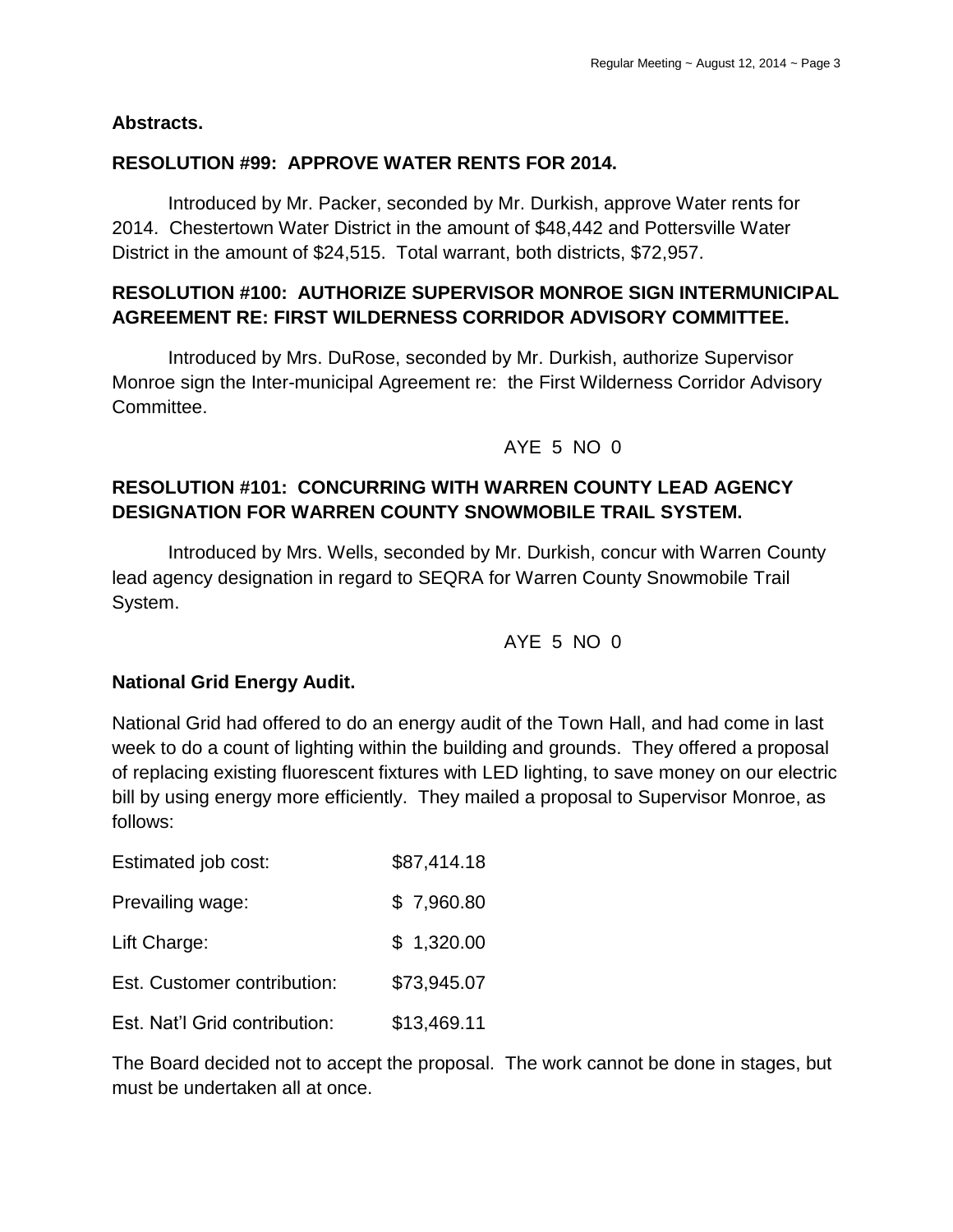**Abstracts.**

**RESOLUTION #99: APPROVE WATER RENTS FOR 2014.**

Introduced by Mr. Packer, seconded by Mr. Durkish, approve Water rents for 2014. Chestertown Water District in the amount of $48,442 and Pottersville Water District in the amount of $24,515. Total warrant, both districts, $72,957.

**RESOLUTION #100: AUTHORIZE SUPERVISOR MONROE SIGN INTERMUNICIPAL AGREEMENT RE: FIRST WILDERNESS CORRIDOR ADVISORY COMMITTEE.**

Introduced by Mrs. DuRose, seconded by Mr. Durkish, authorize Supervisor Monroe sign the Inter-municipal Agreement re: the First Wilderness Corridor Advisory Committee.

AYE 5 NO 0

**RESOLUTION #101: CONCURRING WITH WARREN COUNTY LEAD AGENCY DESIGNATION FOR WARREN COUNTY SNOWMOBILE TRAIL SYSTEM.**

Introduced by Mrs. Wells, seconded by Mr. Durkish, concur with Warren County lead agency designation in regard to SEQRA for Warren County Snowmobile Trail System.

AYE 5 NO 0

**National Grid Energy Audit.**

National Grid had offered to do an energy audit of the Town Hall, and had come in last week to do a count of lighting within the building and grounds. They offered a proposal of replacing existing fluorescent fixtures with LED lighting, to save money on our electric bill by using energy more efficiently. They mailed a proposal to Supervisor Monroe, as follows:

| | |
|---|---|
| Estimated job cost: | $87,414.18 |
| Prevailing wage: | $ 7,960.80 |
| Lift Charge: | $ 1,320.00 |
| Est. Customer contribution: | $73,945.07 |
| Est. Nat'l Grid contribution: | $13,469.11 |

The Board decided not to accept the proposal. The work cannot be done in stages, but must be undertaken all at once.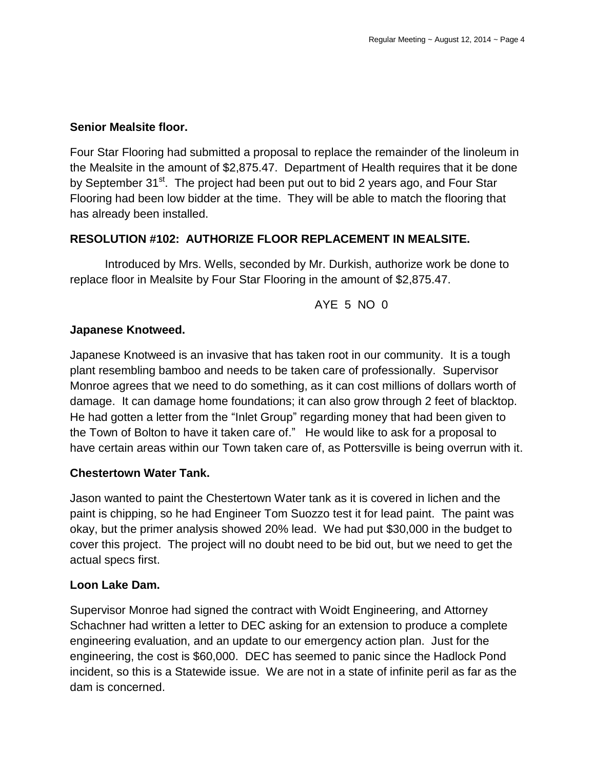**Senior Mealsite floor.**

Four Star Flooring had submitted a proposal to replace the remainder of the linoleum in the Mealsite in the amount of $2,875.47. Department of Health requires that it be done by September 31st. The project had been put out to bid 2 years ago, and Four Star Flooring had been low bidder at the time. They will be able to match the flooring that has already been installed.

**RESOLUTION #102: AUTHORIZE FLOOR REPLACEMENT IN MEALSITE.**

Introduced by Mrs. Wells, seconded by Mr. Durkish, authorize work be done to replace floor in Mealsite by Four Star Flooring in the amount of $2,875.47.

AYE 5 NO 0

**Japanese Knotweed.**

Japanese Knotweed is an invasive that has taken root in our community. It is a tough plant resembling bamboo and needs to be taken care of professionally. Supervisor Monroe agrees that we need to do something, as it can cost millions of dollars worth of damage. It can damage home foundations; it can also grow through 2 feet of blacktop. He had gotten a letter from the "Inlet Group" regarding money that had been given to the Town of Bolton to have it taken care of." He would like to ask for a proposal to have certain areas within our Town taken care of, as Pottersville is being overrun with it.

**Chestertown Water Tank.**

Jason wanted to paint the Chestertown Water tank as it is covered in lichen and the paint is chipping, so he had Engineer Tom Suozzo test it for lead paint. The paint was okay, but the primer analysis showed 20% lead. We had put $30,000 in the budget to cover this project. The project will no doubt need to be bid out, but we need to get the actual specs first.

**Loon Lake Dam.**

Supervisor Monroe had signed the contract with Woidt Engineering, and Attorney Schachner had written a letter to DEC asking for an extension to produce a complete engineering evaluation, and an update to our emergency action plan. Just for the engineering, the cost is $60,000. DEC has seemed to panic since the Hadlock Pond incident, so this is a Statewide issue. We are not in a state of infinite peril as far as the dam is concerned.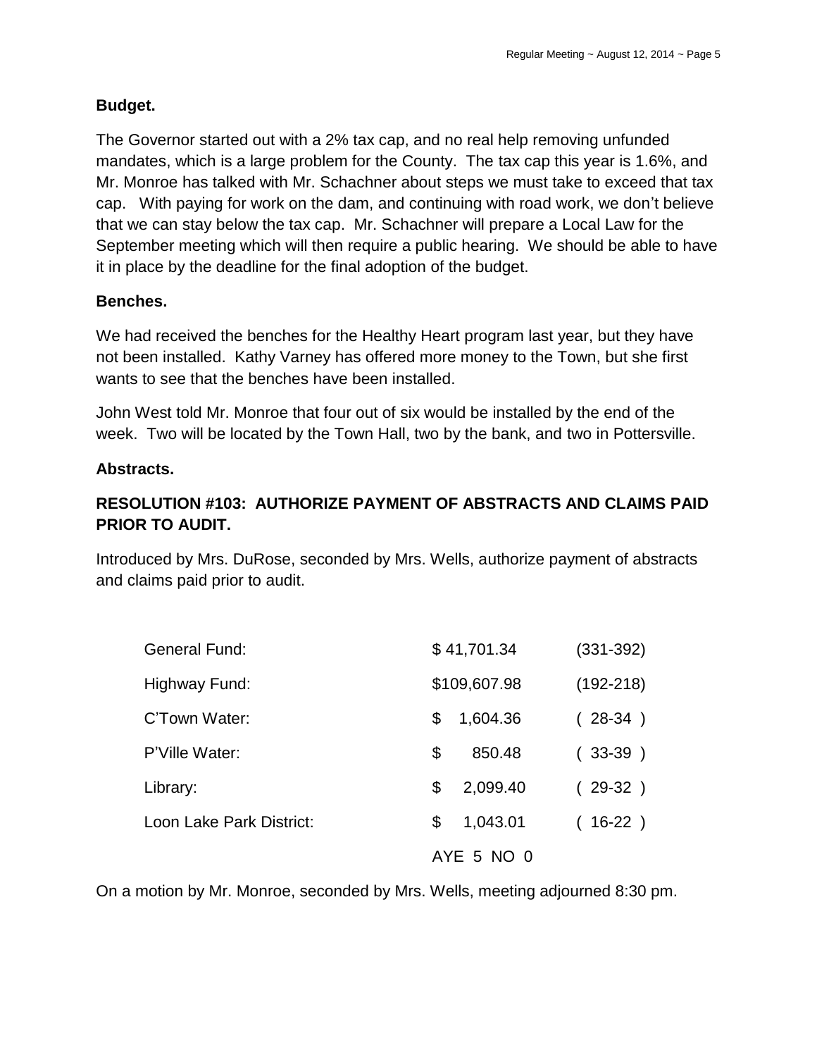**Budget.**

The Governor started out with a 2% tax cap, and no real help removing unfunded mandates, which is a large problem for the County. The tax cap this year is 1.6%, and Mr. Monroe has talked with Mr. Schachner about steps we must take to exceed that tax cap. With paying for work on the dam, and continuing with road work, we don't believe that we can stay below the tax cap. Mr. Schachner will prepare a Local Law for the September meeting which will then require a public hearing. We should be able to have it in place by the deadline for the final adoption of the budget.

**Benches.**

We had received the benches for the Healthy Heart program last year, but they have not been installed. Kathy Varney has offered more money to the Town, but she first wants to see that the benches have been installed.

John West told Mr. Monroe that four out of six would be installed by the end of the week. Two will be located by the Town Hall, two by the bank, and two in Pottersville.

**Abstracts.**

**RESOLUTION #103: AUTHORIZE PAYMENT OF ABSTRACTS AND CLAIMS PAID PRIOR TO AUDIT.**

Introduced by Mrs. DuRose, seconded by Mrs. Wells, authorize payment of abstracts and claims paid prior to audit.

| | | |
|---|---|---|
| General Fund: | $ 41,701.34 | (331-392) |
| Highway Fund: | $109,607.98 | (192-218) |
| C'Town Water: | $ 1,604.36 | ( 28-34 ) |
| P'Ville Water: | $ 850.48 | ( 33-39 ) |
| Library: | $ 2,099.40 | ( 29-32 ) |
| Loon Lake Park District: | $ 1,043.01 | ( 16-22 ) |
| | AYE 5 NO 0 | |

On a motion by Mr. Monroe, seconded by Mrs. Wells, meeting adjourned 8:30 pm.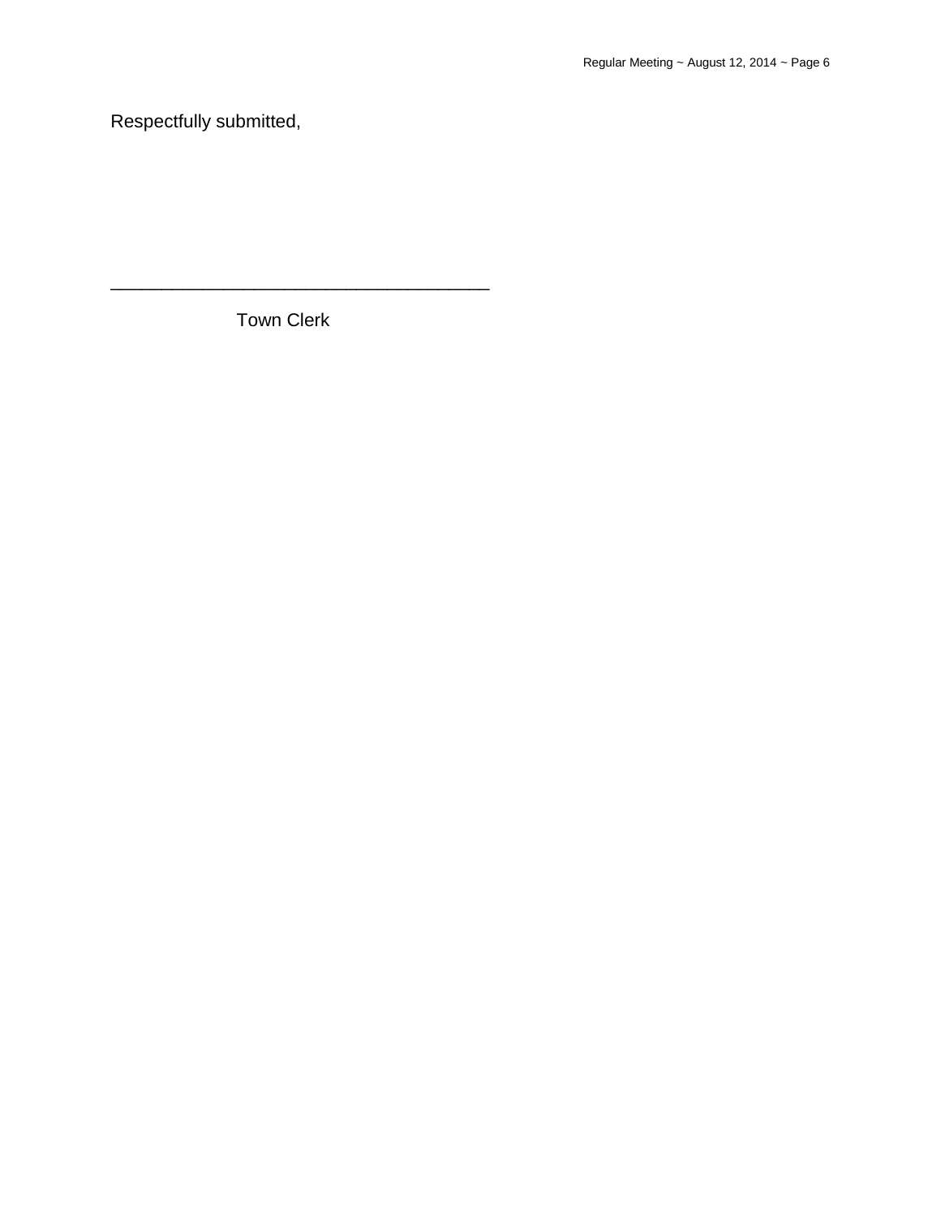Respectfully submitted,

\_\_\_\_\_\_\_\_\_\_\_\_\_\_\_\_\_\_\_\_\_\_\_\_\_\_\_\_\_\_\_\_\_\_\_\_\_\_

Town Clerk